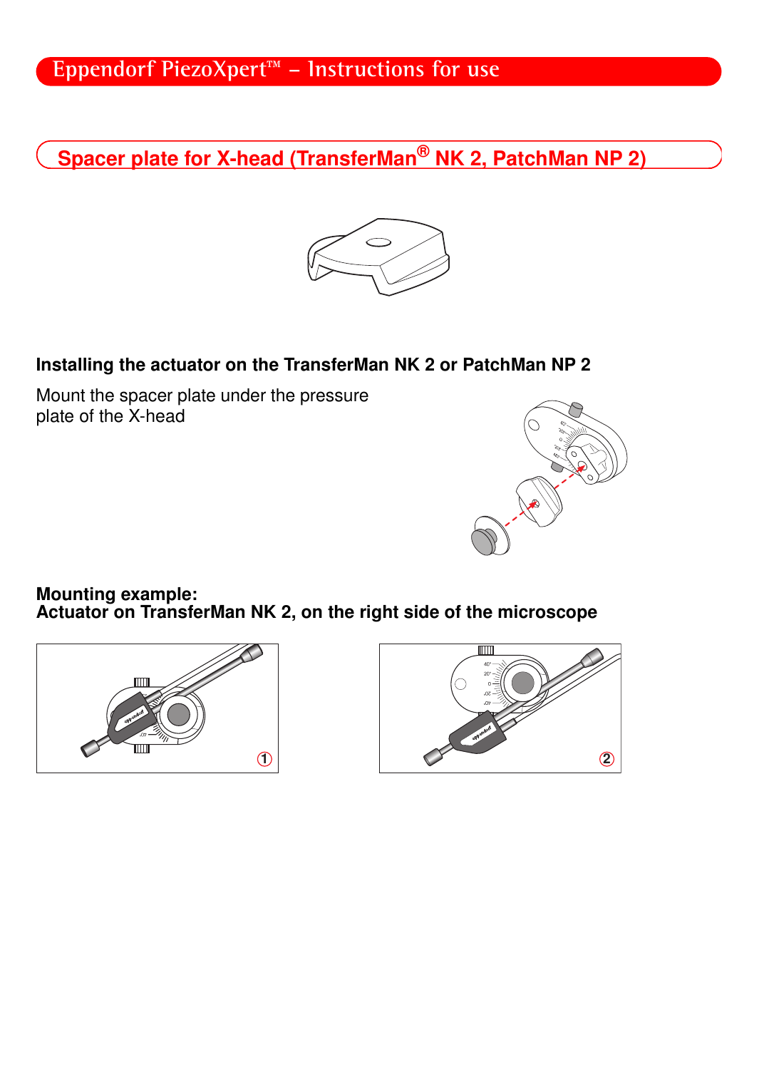## Spacer plate for X-head (TransferMan® NK 2, PatchMan NP 2)

### Installing the actuator on the TransferMan NK 2 or PatchMan NP 2

Mount the spacer plate under the pressure plate of the X-head

### Mounting example:
### Actuator on TransferMan NK 2, on the right side of the microscope

①

②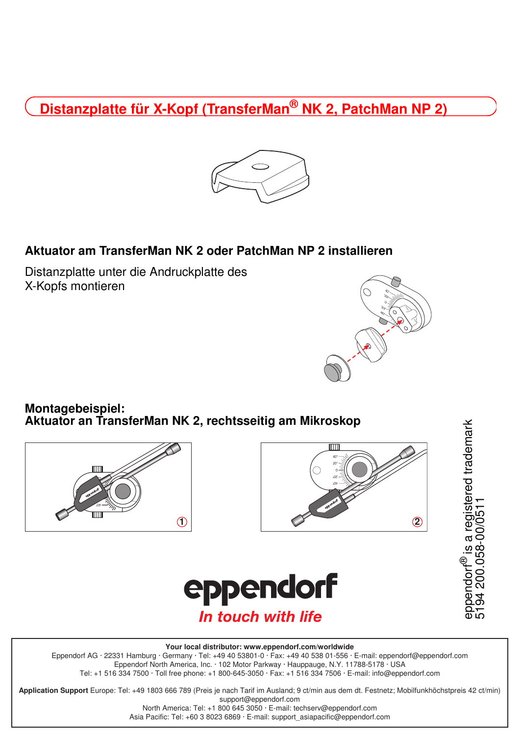# Distanzplatte für X-Kopf (TransferMan® NK 2, PatchMan NP 2)

## Aktuator am TransferMan NK 2 oder PatchMan NP 2 installieren

Distanzplatte unter die Andruckplatte des X-Kopfs montieren

## Montagebeispiel: Aktuator an TransferMan NK 2, rechtsseitig am Mikroskop

eppendorf® is a registered trademark
5194 200.058-00/0511

eppendorf

*In touch with life*

**Your local distributor: www.eppendorf.com/worldwide**
Eppendorf AG · 22331 Hamburg · Germany · Tel: +49 40 53801-0 · Fax: +49 40 538 01-556 · E-mail: eppendorf@eppendorf.com
Eppendorf North America, Inc. · 102 Motor Parkway · Hauppauge, N.Y. 11788-5178 · USA
Tel: +1 516 334 7500 · Toll free phone: +1 800-645-3050 · Fax: +1 516 334 7506 · E-mail: info@eppendorf.com

**Application Support** Europe: Tel: +49 1803 666 789 (Preis je nach Tarif im Ausland; 9 ct/min aus dem dt. Festnetz; Mobilfunkhöchstpreis 42 ct/min)
support@eppendorf.com
North America: Tel: +1 800 645 3050 · E-mail: techserv@eppendorf.com
Asia Pacific: Tel: +60 3 8023 6869 · E-mail: support_asiapacific@eppendorf.com